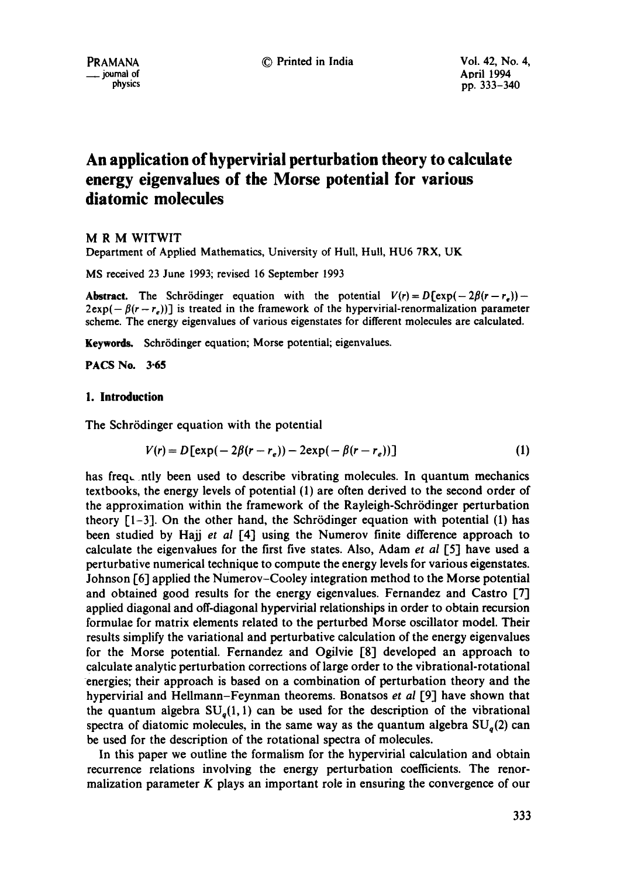# An application of hypervirial perturbation theory to calculate energy eigenvalues of the Morse potential for various diatomic molecules

M R M WITWIT

Department of Applied Mathematics, University of Hull, Hull, HU6 7RX, UK

MS received 23 June 1993; revised 16 September 1993

**Abstract.** The Schrödinger equation with the potential $V(r) = D[\exp(-2\beta(r-r_e)) - 2\exp(-\beta(r-r_e))]$ is treated in the framework of the hypervirial-renormalization parameter scheme. The energy eigenvalues of various eigenstates for different molecules are calculated.

**Keywords.** Schrödinger equation; Morse potential; eigenvalues.

**PACS No.** 3·65

## 1. Introduction

The Schrödinger equation with the potential

$$V(r) = D[\exp(-2\beta(r-r_e)) - 2\exp(-\beta(r-r_e))] \tag{1}$$

has frequently been used to describe vibrating molecules. In quantum mechanics textbooks, the energy levels of potential (1) are often derived to the second order of the approximation within the framework of the Rayleigh-Schrödinger perturbation theory [1–3]. On the other hand, the Schrödinger equation with potential (1) has been studied by Hajj *et al* [4] using the Numerov finite difference approach to calculate the eigenvalues for the first five states. Also, Adam *et al* [5] have used a perturbative numerical technique to compute the energy levels for various eigenstates. Johnson [6] applied the Numerov–Cooley integration method to the Morse potential and obtained good results for the energy eigenvalues. Fernandez and Castro [7] applied diagonal and off-diagonal hypervirial relationships in order to obtain recursion formulae for matrix elements related to the perturbed Morse oscillator model. Their results simplify the variational and perturbative calculation of the energy eigenvalues for the Morse potential. Fernandez and Ogilvie [8] developed an approach to calculate analytic perturbation corrections of large order to the vibrational-rotational energies; their approach is based on a combination of perturbation theory and the hypervirial and Hellmann–Feynman theorems. Bonatsos *et al* [9] have shown that the quantum algebra $SU_q(1,1)$ can be used for the description of the vibrational spectra of diatomic molecules, in the same way as the quantum algebra $SU_q(2)$ can be used for the description of the rotational spectra of molecules.

In this paper we outline the formalism for the hypervirial calculation and obtain recurrence relations involving the energy perturbation coefficients. The renormalization parameter $K$ plays an important role in ensuring the convergence of our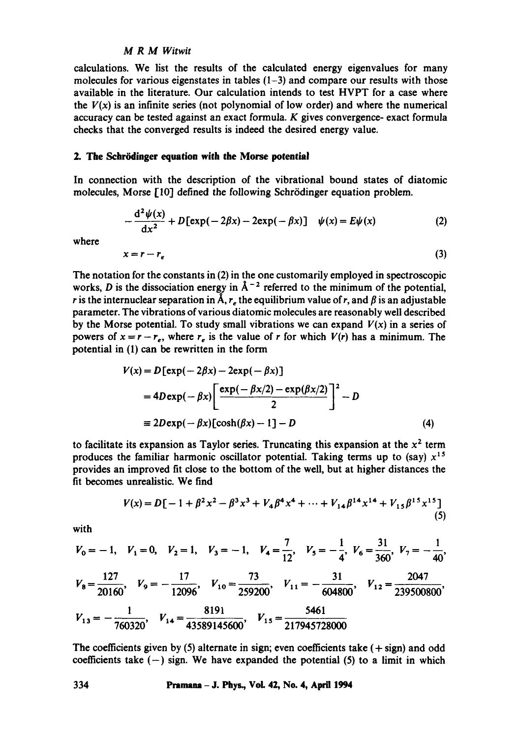calculations. We list the results of the calculated energy eigenvalues for many molecules for various eigenstates in tables (1–3) and compare our results with those available in the literature. Our calculation intends to test HVPT for a case where the $V(x)$ is an infinite series (not polynomial of low order) and where the numerical accuracy can be tested against an exact formula. $K$ gives convergence- exact formula checks that the converged results is indeed the desired energy value.

## 2. The Schrödinger equation with the Morse potential

In connection with the description of the vibrational bound states of diatomic molecules, Morse [10] defined the following Schrödinger equation problem.

$$-\frac{d^2\psi(x)}{dx^2} + D[\exp(-2\beta x) - 2\exp(-\beta x)] \quad \psi(x) = E\psi(x) \tag{2}$$

where

$$x = r - r_e \tag{3}$$

The notation for the constants in (2) in the one customarily employed in spectroscopic works, $D$ is the dissociation energy in $Å^{-2}$ referred to the minimum of the potential, $r$ is the internuclear separation in Å, $r_e$ the equilibrium value of $r$, and $\beta$ is an adjustable parameter. The vibrations of various diatomic molecules are reasonably well described by the Morse potential. To study small vibrations we can expand $V(x)$ in a series of powers of $x = r - r_e$, where $r_e$ is the value of $r$ for which $V(r)$ has a minimum. The potential in (1) can be rewritten in the form

$$\begin{aligned} V(x) &= D[\exp(-2\beta x) - 2\exp(-\beta x)] \\ &= 4D\exp(-\beta x)\left[\frac{\exp(-\beta x/2) - \exp(\beta x/2)}{2}\right]^2 - D \\ &\equiv 2D\exp(-\beta x)[\cosh(\beta x) - 1] - D \end{aligned} \tag{4}$$

to facilitate its expansion as Taylor series. Truncating this expansion at the $x^2$ term produces the familiar harmonic oscillator potential. Taking terms up to (say) $x^{15}$ provides an improved fit close to the bottom of the well, but at higher distances the fit becomes unrealistic. We find

$$V(x) = D[-1 + \beta^2 x^2 - \beta^3 x^3 + V_4 \beta^4 x^4 + \cdots + V_{14}\beta^{14}x^{14} + V_{15}\beta^{15}x^{15}] \tag{5}$$

with

$$V_0 = -1, \quad V_1 = 0, \quad V_2 = 1, \quad V_3 = -1, \quad V_4 = \frac{7}{12}, \quad V_5 = -\frac{1}{4}, \; V_6 = \frac{31}{360}, \; V_7 = -\frac{1}{40},$$

$$V_8 = \frac{127}{20160}, \quad V_9 = -\frac{17}{12096}, \quad V_{10} = \frac{73}{259200}, \quad V_{11} = -\frac{31}{604800}, \quad V_{12} = \frac{2047}{239500800},$$

$$V_{13} = -\frac{1}{760320}, \quad V_{14} = \frac{8191}{43589145600}, \quad V_{15} = \frac{5461}{217945728000}$$

The coefficients given by (5) alternate in sign; even coefficients take (+ sign) and odd coefficients take (−) sign. We have expanded the potential (5) to a limit in which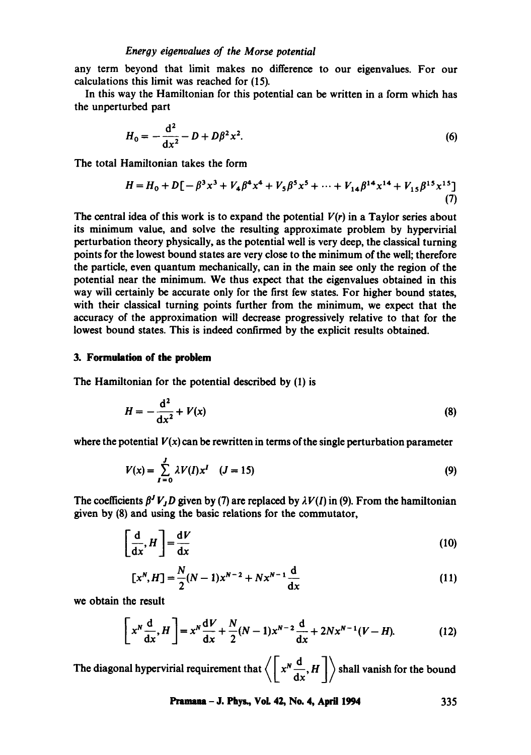any term beyond that limit makes no difference to our eigenvalues. For our calculations this limit was reached for (15).

In this way the Hamiltonian for this potential can be written in a form which has the unperturbed part

$$H_0 = -\frac{\mathrm{d}^2}{\mathrm{d}x^2} - D + D\beta^2 x^2. \tag{6}$$

The total Hamiltonian takes the form

$$H = H_0 + D[-\beta^3 x^3 + V_4\beta^4 x^4 + V_5\beta^5 x^5 + \cdots + V_{14}\beta^{14}x^{14} + V_{15}\beta^{15}x^{15}] \tag{7}$$

The central idea of this work is to expand the potential $V(r)$ in a Taylor series about its minimum value, and solve the resulting approximate problem by hypervirial perturbation theory physically, as the potential well is very deep, the classical turning points for the lowest bound states are very close to the minimum of the well; therefore the particle, even quantum mechanically, can in the main see only the region of the potential near the minimum. We thus expect that the eigenvalues obtained in this way will certainly be accurate only for the first few states. For higher bound states, with their classical turning points further from the minimum, we expect that the accuracy of the approximation will decrease progressively relative to that for the lowest bound states. This is indeed confirmed by the explicit results obtained.

### 3. Formulation of the problem

The Hamiltonian for the potential described by (1) is

$$H = -\frac{\mathrm{d}^2}{\mathrm{d}x^2} + V(x) \tag{8}$$

where the potential $V(x)$ can be rewritten in terms of the single perturbation parameter

$$V(x) = \sum_{I=0}^{J} \lambda V(I) x^I \quad (J = 15) \tag{9}$$

The coefficients $\beta^J V_J D$ given by (7) are replaced by $\lambda V(I)$ in (9). From the hamiltonian given by (8) and using the basic relations for the commutator,

$$\left[\frac{\mathrm{d}}{\mathrm{d}x}, H\right] = \frac{\mathrm{d}V}{\mathrm{d}x} \tag{10}$$

$$[x^N, H] = \frac{N}{2}(N-1)x^{N-2} + Nx^{N-1}\frac{\mathrm{d}}{\mathrm{d}x} \tag{11}$$

we obtain the result

$$\left[x^N\frac{\mathrm{d}}{\mathrm{d}x}, H\right] = x^N\frac{\mathrm{d}V}{\mathrm{d}x} + \frac{N}{2}(N-1)x^{N-2}\frac{\mathrm{d}}{\mathrm{d}x} + 2Nx^{N-1}(V - H). \tag{12}$$

The diagonal hypervirial requirement that $\left\langle \left[x^N\frac{\mathrm{d}}{\mathrm{d}x}, H\right]\right\rangle$ shall vanish for the bound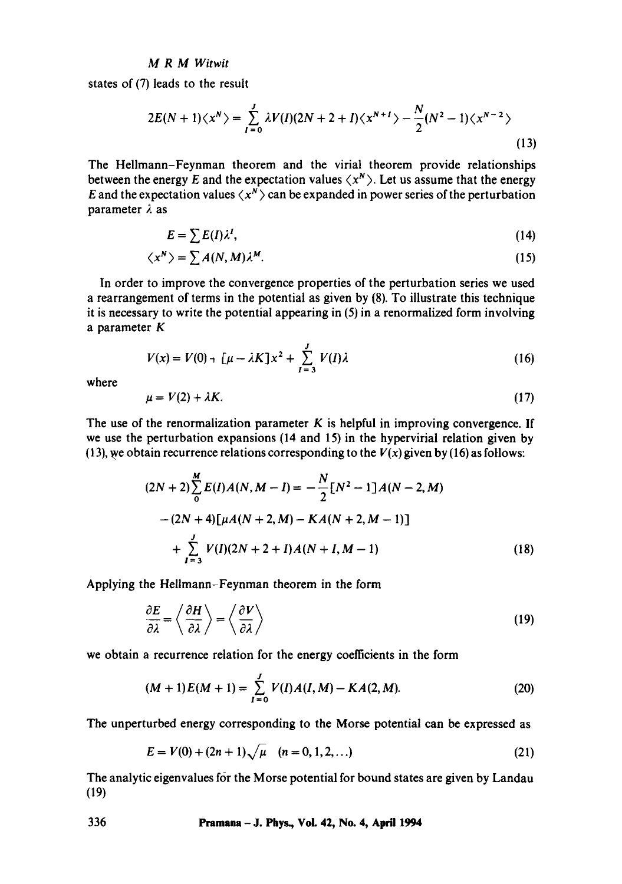states of (7) leads to the result

$$2E(N+1)\langle x^N\rangle = \sum_{I=0}^{J} \lambda V(I)(2N+2+I)\langle x^{N+I}\rangle - \frac{N}{2}(N^2-1)\langle x^{N-2}\rangle \tag{13}$$

The Hellmann–Feynman theorem and the virial theorem provide relationships between the energy $E$ and the expectation values $\langle x^N\rangle$. Let us assume that the energy $E$ and the expectation values $\langle x^N\rangle$ can be expanded in power series of the perturbation parameter $\lambda$ as

$$E = \sum E(I)\lambda^I, \tag{14}$$

$$\langle x^N\rangle = \sum A(N,M)\lambda^M. \tag{15}$$

In order to improve the convergence properties of the perturbation series we used a rearrangement of terms in the potential as given by (8). To illustrate this technique it is necessary to write the potential appearing in (5) in a renormalized form involving a parameter $K$

$$V(x) = V(0) + [\mu - \lambda K]x^2 + \sum_{I=3}^{J} V(I)\lambda \tag{16}$$

where

$$\mu = V(2) + \lambda K. \tag{17}$$

The use of the renormalization parameter $K$ is helpful in improving convergence. If we use the perturbation expansions (14 and 15) in the hypervirial relation given by (13), we obtain recurrence relations corresponding to the $V(x)$ given by (16) as follows:

$$\begin{aligned}(2N+2)\sum_{0}^{M} E(I)A(N,M-I) = &-\frac{N}{2}[N^2-1]A(N-2,M)\\ &-(2N+4)[\mu A(N+2,M) - KA(N+2,M-1)]\\ &+\sum_{I=3}^{J} V(I)(2N+2+I)A(N+I,M-1)\end{aligned} \tag{18}$$

Applying the Hellmann–Feynman theorem in the form

$$\frac{\partial E}{\partial \lambda} = \left\langle \frac{\partial H}{\partial \lambda}\right\rangle = \left\langle \frac{\partial V}{\partial \lambda}\right\rangle \tag{19}$$

we obtain a recurrence relation for the energy coefficients in the form

$$(M+1)E(M+1) = \sum_{I=0}^{J} V(I)A(I,M) - KA(2,M). \tag{20}$$

The unperturbed energy corresponding to the Morse potential can be expressed as

$$E = V(0) + (2n+1)\sqrt{\mu} \quad (n = 0,1,2,\ldots) \tag{21}$$

The analytic eigenvalues for the Morse potential for bound states are given by Landau (19)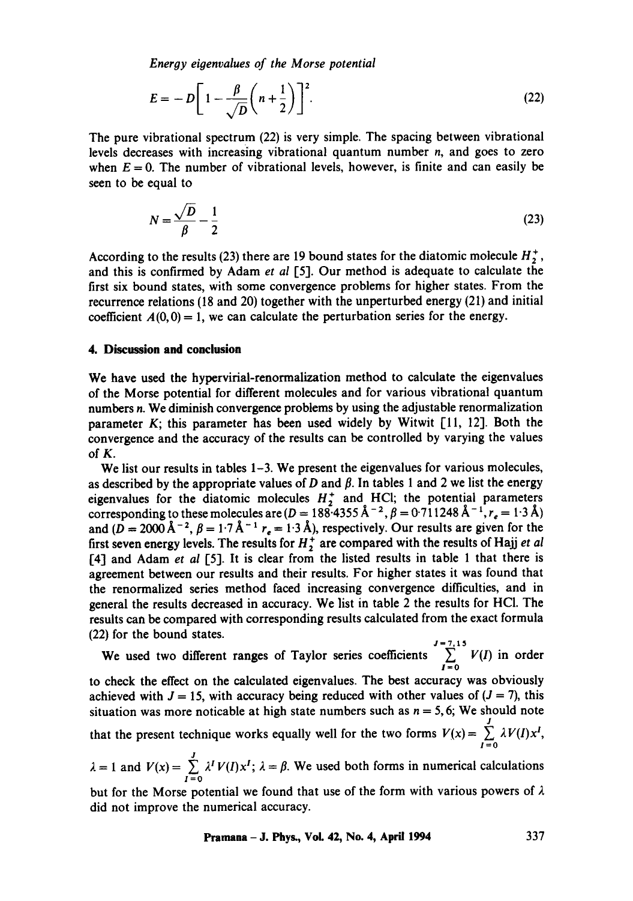*Energy eigenvalues of the Morse potential*

$$E = -D\left[1 - \frac{\beta}{\sqrt{D}}\left(n + \frac{1}{2}\right)\right]^2. \tag{22}$$

The pure vibrational spectrum (22) is very simple. The spacing between vibrational levels decreases with increasing vibrational quantum number $n$, and goes to zero when $E = 0$. The number of vibrational levels, however, is finite and can easily be seen to be equal to

$$N = \frac{\sqrt{D}}{\beta} - \frac{1}{2} \tag{23}$$

According to the results (23) there are 19 bound states for the diatomic molecule $H_2^+$, and this is confirmed by Adam *et al* [5]. Our method is adequate to calculate the first six bound states, with some convergence problems for higher states. From the recurrence relations (18 and 20) together with the unperturbed energy (21) and initial coefficient $A(0,0) = 1$, we can calculate the perturbation series for the energy.

## 4. Discussion and conclusion

We have used the hypervirial-renormalization method to calculate the eigenvalues of the Morse potential for different molecules and for various vibrational quantum numbers $n$. We diminish convergence problems by using the adjustable renormalization parameter $K$; this parameter has been used widely by Witwit [11, 12]. Both the convergence and the accuracy of the results can be controlled by varying the values of $K$.

We list our results in tables 1–3. We present the eigenvalues for various molecules, as described by the appropriate values of $D$ and $\beta$. In tables 1 and 2 we list the energy eigenvalues for the diatomic molecules $H_2^+$ and HCl; the potential parameters corresponding to these molecules are ($D = 188{\cdot}4355\,\text{Å}^{-2}$, $\beta = 0{\cdot}711248\,\text{Å}^{-1}$, $r_e = 1{\cdot}3\,\text{Å}$) and ($D = 2000\,\text{Å}^{-2}$, $\beta = 1{\cdot}7\,\text{Å}^{-1}$ $r_e = 1{\cdot}3\,\text{Å}$), respectively. Our results are given for the first seven energy levels. The results for $H_2^+$ are compared with the results of Hajj *et al* [4] and Adam *et al* [5]. It is clear from the listed results in table 1 that there is agreement between our results and their results. For higher states it was found that the renormalized series method faced increasing convergence difficulties, and in general the results decreased in accuracy. We list in table 2 the results for HCl. The results can be compared with corresponding results calculated from the exact formula (22) for the bound states.

We used two different ranges of Taylor series coefficients $\sum_{I=0}^{J=7,15} V(I)$ in order to check the effect on the calculated eigenvalues. The best accuracy was obviously achieved with $J = 15$, with accuracy being reduced with other values of ($J = 7$), this situation was more noticable at high state numbers such as $n = 5, 6$; We should note that the present technique works equally well for the two forms $V(x) = \sum_{I=0}^{J} \lambda V(I)x^I$, $\lambda = 1$ and $V(x) = \sum_{I=0}^{J} \lambda^I V(I)x^I$; $\lambda = \beta$. We used both forms in numerical calculations but for the Morse potential we found that use of the form with various powers of $\lambda$ did not improve the numerical accuracy.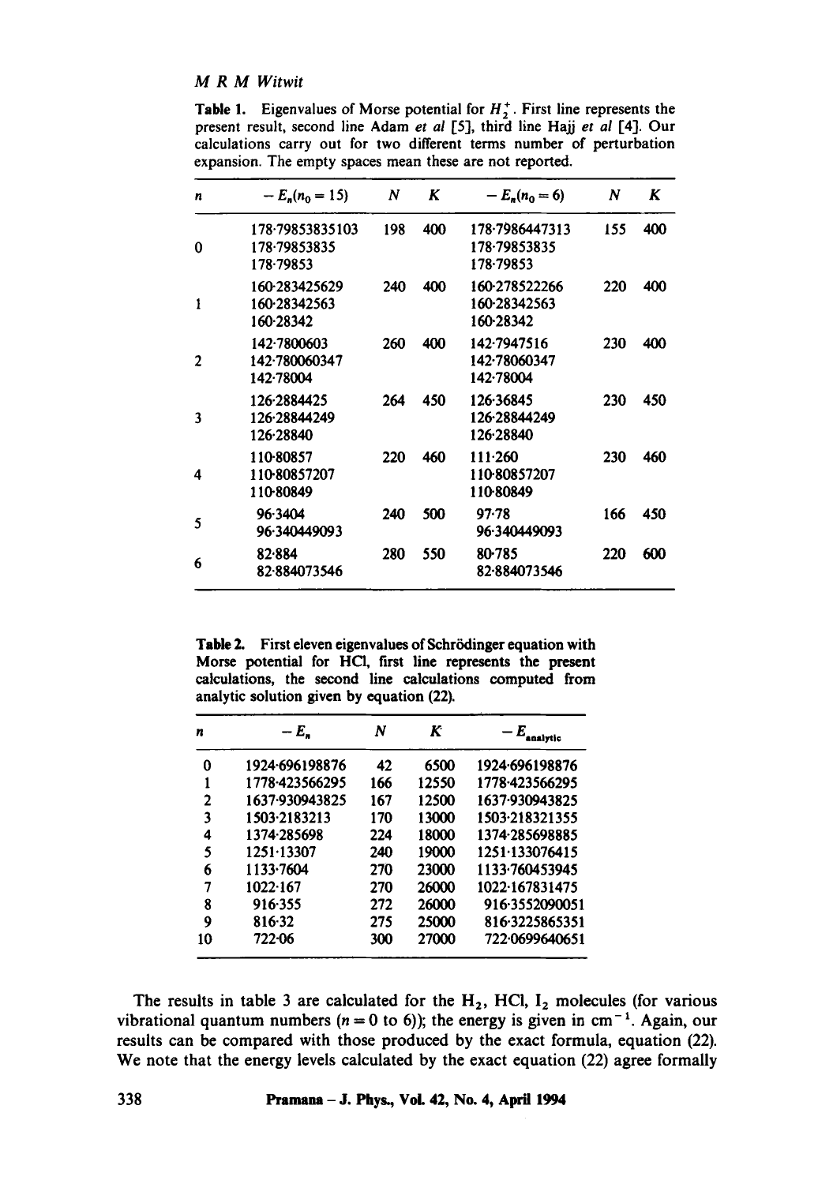**Table 1.** Eigenvalues of Morse potential for $H_2^+$. First line represents the present result, second line Adam *et al* [5], third line Hajj *et al* [4]. Our calculations carry out for two different terms number of perturbation expansion. The empty spaces mean these are not reported.

| $n$ | $-E_n(n_0 = 15)$ | $N$ | $K$ | $-E_n(n_0 = 6)$ | $N$ | $K$ |
|---|---|---|---|---|---|---|
| 0 | 178·79853835103<br>178·79853835<br>178·79853 | 198 | 400 | 178·7986447313<br>178·79853835<br>178·79853 | 155 | 400 |
| 1 | 160·283425629<br>160·28342563<br>160·28342 | 240 | 400 | 160·278522266<br>160·28342563<br>160·28342 | 220 | 400 |
| 2 | 142·7800603<br>142·780060347<br>142·78004 | 260 | 400 | 142·7947516<br>142·78060347<br>142·78004 | 230 | 400 |
| 3 | 126·2884425<br>126·28844249<br>126·28840 | 264 | 450 | 126·36845<br>126·28844249<br>126·28840 | 230 | 450 |
| 4 | 110·80857<br>110·80857207<br>110·80849 | 220 | 460 | 111·260<br>110·80857207<br>110·80849 | 230 | 460 |
| 5 | 96·3404<br>96·340449093 | 240 | 500 | 97·78<br>96·340449093 | 166 | 450 |
| 6 | 82·884<br>82·884073546 | 280 | 550 | 80·785<br>82·884073546 | 220 | 600 |

**Table 2.** First eleven eigenvalues of Schrödinger equation with Morse potential for HCl, first line represents the present calculations, the second line calculations computed from analytic solution given by equation (22).

| $n$ | $-E_n$ | $N$ | $K$ | $-E_{\text{analytic}}$ |
|---|---|---|---|---|
| 0 | 1924·696198876 | 42 | 6500 | 1924·696198876 |
| 1 | 1778·423566295 | 166 | 12550 | 1778·423566295 |
| 2 | 1637·930943825 | 167 | 12500 | 1637·930943825 |
| 3 | 1503·2183213 | 170 | 13000 | 1503·218321355 |
| 4 | 1374·285698 | 224 | 18000 | 1374·285698885 |
| 5 | 1251·13307 | 240 | 19000 | 1251·133076415 |
| 6 | 1133·7604 | 270 | 23000 | 1133·760453945 |
| 7 | 1022·167 | 270 | 26000 | 1022·167831475 |
| 8 | 916·355 | 272 | 26000 | 916·3552090051 |
| 9 | 816·32 | 275 | 25000 | 816·3225865351 |
| 10 | 722·06 | 300 | 27000 | 722·0699640651 |

The results in table 3 are calculated for the $H_2$, HCl, $I_2$ molecules (for various vibrational quantum numbers ($n = 0$ to 6)); the energy is given in $\text{cm}^{-1}$. Again, our results can be compared with those produced by the exact formula, equation (22). We note that the energy levels calculated by the exact equation (22) agree formally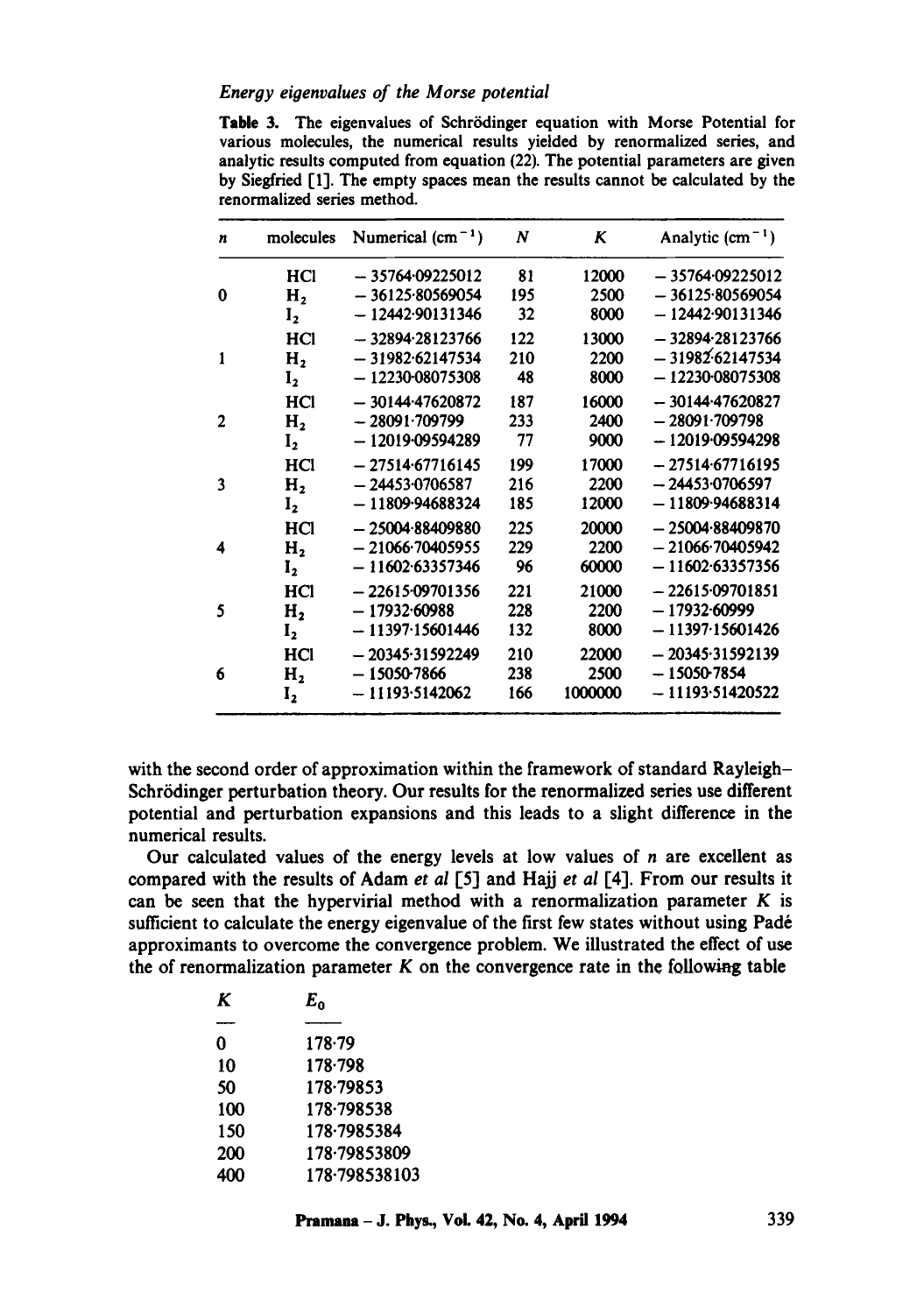**Table 3.** The eigenvalues of Schrödinger equation with Morse Potential for various molecules, the numerical results yielded by renormalized series, and analytic results computed from equation (22). The potential parameters are given by Siegfried [1]. The empty spaces mean the results cannot be calculated by the renormalized series method.

| $n$ | molecules | Numerical ($cm^{-1}$) | $N$ | $K$ | Analytic ($cm^{-1}$) |
|---|---|---|---|---|---|
| | HCl | −35764·09225012 | 81 | 12000 | −35764·09225012 |
| 0 | $H_2$ | −36125·80569054 | 195 | 2500 | −36125·80569054 |
| | $I_2$ | −12442·90131346 | 32 | 8000 | −12442·90131346 |
| | HCl | −32894·28123766 | 122 | 13000 | −32894·28123766 |
| 1 | $H_2$ | −31982·62147534 | 210 | 2200 | −31982·62147534 |
| | $I_2$ | −12230·08075308 | 48 | 8000 | −12230·08075308 |
| | HCl | −30144·47620872 | 187 | 16000 | −30144·47620827 |
| 2 | $H_2$ | −28091·709799 | 233 | 2400 | −28091·709798 |
| | $I_2$ | −12019·09594289 | 77 | 9000 | −12019·09594298 |
| | HCl | −27514·67716145 | 199 | 17000 | −27514·67716195 |
| 3 | $H_2$ | −24453·0706587 | 216 | 2200 | −24453·0706597 |
| | $I_2$ | −11809·94688324 | 185 | 12000 | −11809·94688314 |
| | HCl | −25004·88409880 | 225 | 20000 | −25004·88409870 |
| 4 | $H_2$ | −21066·70405955 | 229 | 2200 | −21066·70405942 |
| | $I_2$ | −11602·63357346 | 96 | 60000 | −11602·63357356 |
| | HCl | −22615·09701356 | 221 | 21000 | −22615·09701851 |
| 5 | $H_2$ | −17932·60988 | 228 | 2200 | −17932·60999 |
| | $I_2$ | −11397·15601446 | 132 | 8000 | −11397·15601426 |
| | HCl | −20345·31592249 | 210 | 22000 | −20345·31592139 |
| 6 | $H_2$ | −15050·7866 | 238 | 2500 | −15050·7854 |
| | $I_2$ | −11193·5142062 | 166 | 1000000 | −11193·51420522 |

with the second order of approximation within the framework of standard Rayleigh–Schrödinger perturbation theory. Our results for the renormalized series use different potential and perturbation expansions and this leads to a slight difference in the numerical results.

Our calculated values of the energy levels at low values of $n$ are excellent as compared with the results of Adam *et al* [5] and Hajj *et al* [4]. From our results it can be seen that the hypervirial method with a renormalization parameter $K$ is sufficient to calculate the energy eigenvalue of the first few states without using Padé approximants to overcome the convergence problem. We illustrated the effect of use the of renormalization parameter $K$ on the convergence rate in the following table

| $K$ | $E_0$ |
|---|---|
| 0 | 178·79 |
| 10 | 178·798 |
| 50 | 178·79853 |
| 100 | 178·798538 |
| 150 | 178·7985384 |
| 200 | 178·79853809 |
| 400 | 178·798538103 |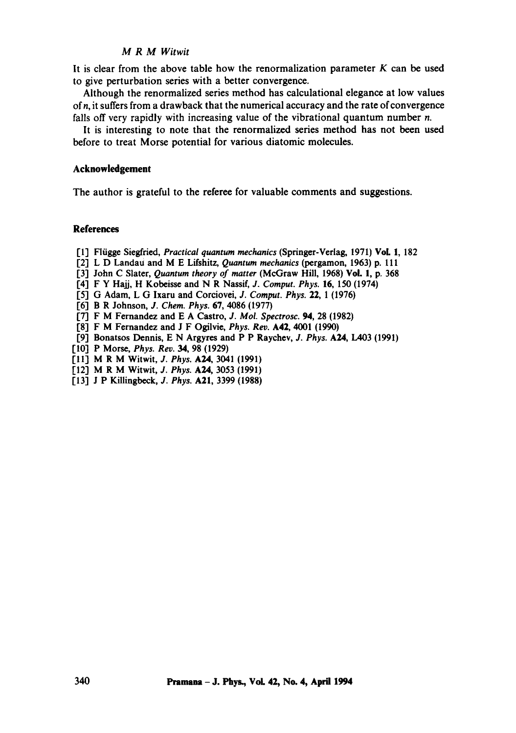It is clear from the above table how the renormalization parameter $K$ can be used to give perturbation series with a better convergence.

Although the renormalized series method has calculational elegance at low values of $n$, it suffers from a drawback that the numerical accuracy and the rate of convergence falls off very rapidly with increasing value of the vibrational quantum number $n$.

It is interesting to note that the renormalized series method has not been used before to treat Morse potential for various diatomic molecules.

### Acknowledgement

The author is grateful to the referee for valuable comments and suggestions.

### References

[1] Flügge Siegfried, *Practical quantum mechanics* (Springer-Verlag, 1971) **Vol. 1**, 182
[2] L D Landau and M E Lifshitz, *Quantum mechanics* (pergamon, 1963) p. 111
[3] John C Slater, *Quantum theory of matter* (McGraw Hill, 1968) **Vol. 1**, p. 368
[4] F Y Hajj, H Kobeisse and N R Nassif, *J. Comput. Phys.* **16**, 150 (1974)
[5] G Adam, L G Ixaru and Corciovei, *J. Comput. Phys.* **22**, 1 (1976)
[6] B R Johnson, *J. Chem. Phys.* **67**, 4086 (1977)
[7] F M Fernandez and E A Castro, *J. Mol. Spectrosc.* **94**, 28 (1982)
[8] F M Fernandez and J F Ogilvie, *Phys. Rev.* **A42**, 4001 (1990)
[9] Bonatsos Dennis, E N Argyres and P P Raychev, *J. Phys.* **A24**, L403 (1991)
[10] P Morse, *Phys. Rev.* **34**, 98 (1929)
[11] M R M Witwit, *J. Phys.* **A24**, 3041 (1991)
[12] M R M Witwit, *J. Phys.* **A24**, 3053 (1991)
[13] J P Killingbeck, *J. Phys.* **A21**, 3399 (1988)